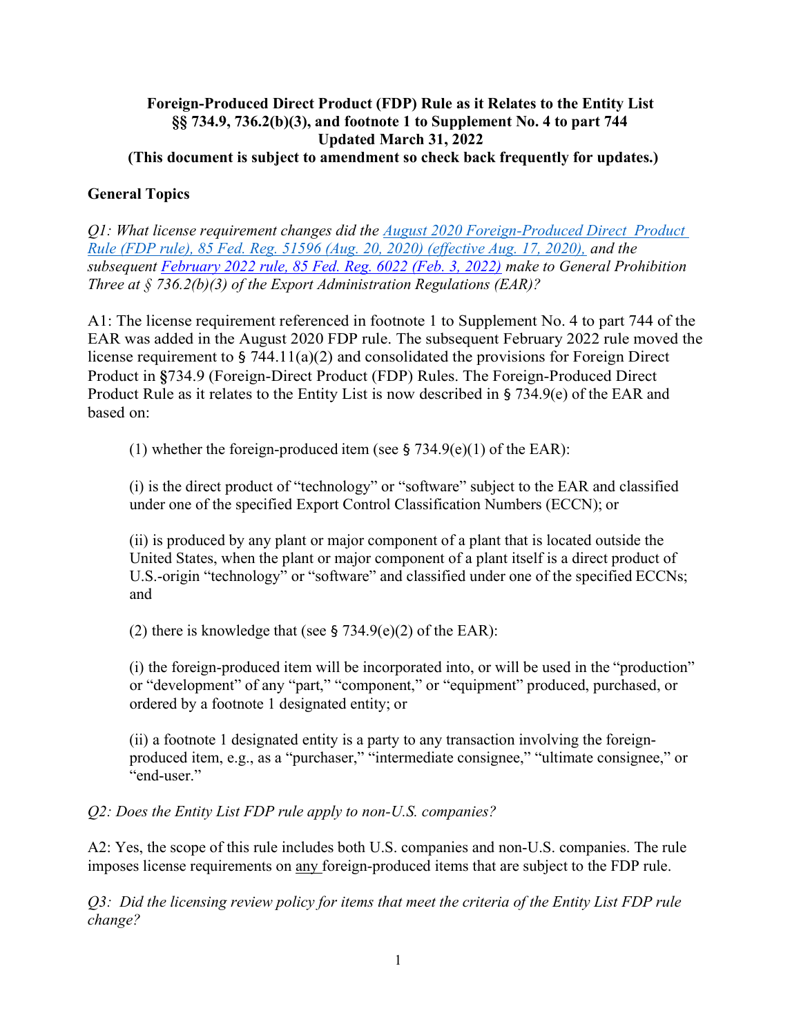**Foreign-Produced Direct Product (FDP) Rule as it Relates to the Entity List**
**§§ 734.9, 736.2(b)(3), and footnote 1 to Supplement No. 4 to part 744**
**Updated March 31, 2022**
**(This document is subject to amendment so check back frequently for updates.)**

## General Topics

*Q1: What license requirement changes did the [August 2020 Foreign-Produced Direct Product Rule (FDP rule), 85 Fed. Reg. 51596 (Aug. 20, 2020) (effective Aug. 17, 2020),]() and the subsequent [February 2022 rule, 85 Fed. Reg. 6022 (Feb. 3, 2022)]() make to General Prohibition Three at § 736.2(b)(3) of the Export Administration Regulations (EAR)?*

A1: The license requirement referenced in footnote 1 to Supplement No. 4 to part 744 of the EAR was added in the August 2020 FDP rule. The subsequent February 2022 rule moved the license requirement to § 744.11(a)(2) and consolidated the provisions for Foreign Direct Product in §734.9 (Foreign-Direct Product (FDP) Rules. The Foreign-Produced Direct Product Rule as it relates to the Entity List is now described in § 734.9(e) of the EAR and based on:

> (1) whether the foreign-produced item (see § 734.9(e)(1) of the EAR):
>
> (i) is the direct product of "technology" or "software" subject to the EAR and classified under one of the specified Export Control Classification Numbers (ECCN); or
>
> (ii) is produced by any plant or major component of a plant that is located outside the United States, when the plant or major component of a plant itself is a direct product of U.S.-origin "technology" or "software" and classified under one of the specified ECCNs; and
>
> (2) there is knowledge that (see § 734.9(e)(2) of the EAR):
>
> (i) the foreign-produced item will be incorporated into, or will be used in the "production" or "development" of any "part," "component," or "equipment" produced, purchased, or ordered by a footnote 1 designated entity; or
>
> (ii) a footnote 1 designated entity is a party to any transaction involving the foreign-produced item, e.g., as a "purchaser," "intermediate consignee," "ultimate consignee," or "end-user."

*Q2: Does the Entity List FDP rule apply to non-U.S. companies?*

A2: Yes, the scope of this rule includes both U.S. companies and non-U.S. companies. The rule imposes license requirements on <u>any</u> foreign-produced items that are subject to the FDP rule.

*Q3: Did the licensing review policy for items that meet the criteria of the Entity List FDP rule change?*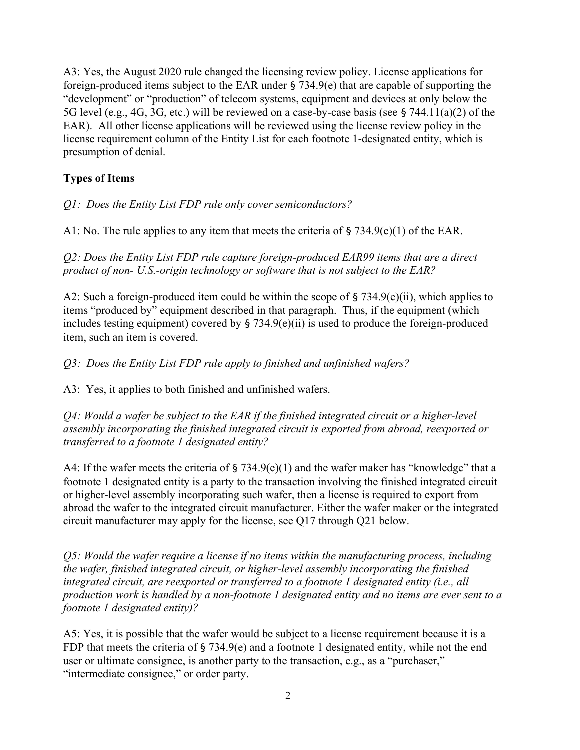A3: Yes, the August 2020 rule changed the licensing review policy. License applications for foreign-produced items subject to the EAR under § 734.9(e) that are capable of supporting the "development" or "production" of telecom systems, equipment and devices at only below the 5G level (e.g., 4G, 3G, etc.) will be reviewed on a case-by-case basis (see § 744.11(a)(2) of the EAR). All other license applications will be reviewed using the license review policy in the license requirement column of the Entity List for each footnote 1-designated entity, which is presumption of denial.

**Types of Items**

*Q1: Does the Entity List FDP rule only cover semiconductors?*

A1: No. The rule applies to any item that meets the criteria of § 734.9(e)(1) of the EAR.

*Q2: Does the Entity List FDP rule capture foreign-produced EAR99 items that are a direct product of non- U.S.-origin technology or software that is not subject to the EAR?*

A2: Such a foreign-produced item could be within the scope of § 734.9(e)(ii), which applies to items "produced by" equipment described in that paragraph. Thus, if the equipment (which includes testing equipment) covered by § 734.9(e)(ii) is used to produce the foreign-produced item, such an item is covered.

*Q3: Does the Entity List FDP rule apply to finished and unfinished wafers?*

A3: Yes, it applies to both finished and unfinished wafers.

*Q4: Would a wafer be subject to the EAR if the finished integrated circuit or a higher-level assembly incorporating the finished integrated circuit is exported from abroad, reexported or transferred to a footnote 1 designated entity?*

A4: If the wafer meets the criteria of § 734.9(e)(1) and the wafer maker has "knowledge" that a footnote 1 designated entity is a party to the transaction involving the finished integrated circuit or higher-level assembly incorporating such wafer, then a license is required to export from abroad the wafer to the integrated circuit manufacturer. Either the wafer maker or the integrated circuit manufacturer may apply for the license, see Q17 through Q21 below.

*Q5: Would the wafer require a license if no items within the manufacturing process, including the wafer, finished integrated circuit, or higher-level assembly incorporating the finished integrated circuit, are reexported or transferred to a footnote 1 designated entity (i.e., all production work is handled by a non-footnote 1 designated entity and no items are ever sent to a footnote 1 designated entity)?*

A5: Yes, it is possible that the wafer would be subject to a license requirement because it is a FDP that meets the criteria of § 734.9(e) and a footnote 1 designated entity, while not the end user or ultimate consignee, is another party to the transaction, e.g., as a "purchaser," "intermediate consignee," or order party.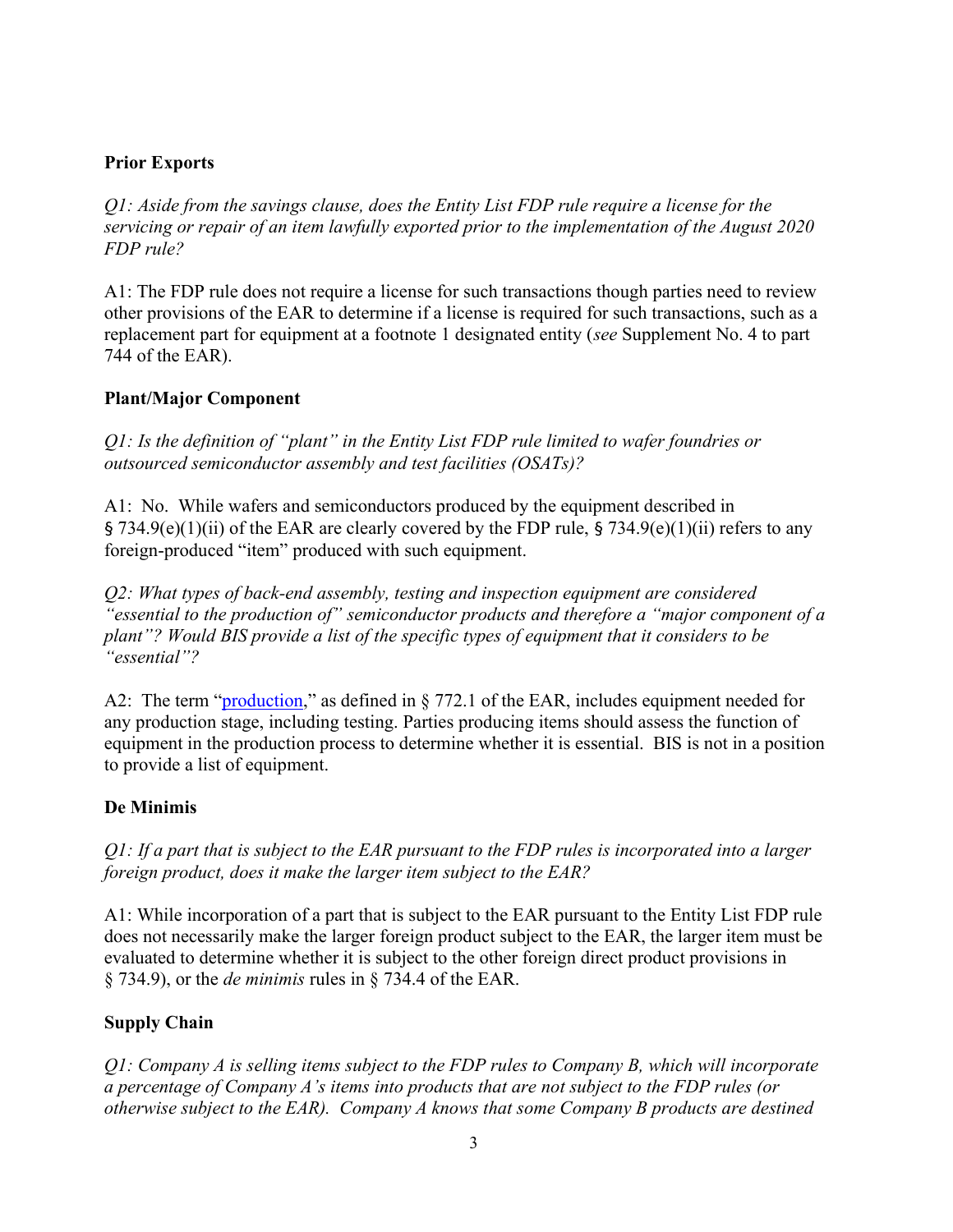## Prior Exports

*Q1: Aside from the savings clause, does the Entity List FDP rule require a license for the servicing or repair of an item lawfully exported prior to the implementation of the August 2020 FDP rule?*

A1: The FDP rule does not require a license for such transactions though parties need to review other provisions of the EAR to determine if a license is required for such transactions, such as a replacement part for equipment at a footnote 1 designated entity (*see* Supplement No. 4 to part 744 of the EAR).

## Plant/Major Component

*Q1: Is the definition of "plant" in the Entity List FDP rule limited to wafer foundries or outsourced semiconductor assembly and test facilities (OSATs)?*

A1: No. While wafers and semiconductors produced by the equipment described in § 734.9(e)(1)(ii) of the EAR are clearly covered by the FDP rule, § 734.9(e)(1)(ii) refers to any foreign-produced "item" produced with such equipment.

*Q2: What types of back-end assembly, testing and inspection equipment are considered "essential to the production of" semiconductor products and therefore a "major component of a plant"? Would BIS provide a list of the specific types of equipment that it considers to be "essential"?*

A2: The term "production," as defined in § 772.1 of the EAR, includes equipment needed for any production stage, including testing. Parties producing items should assess the function of equipment in the production process to determine whether it is essential. BIS is not in a position to provide a list of equipment.

## De Minimis

*Q1: If a part that is subject to the EAR pursuant to the FDP rules is incorporated into a larger foreign product, does it make the larger item subject to the EAR?*

A1: While incorporation of a part that is subject to the EAR pursuant to the Entity List FDP rule does not necessarily make the larger foreign product subject to the EAR, the larger item must be evaluated to determine whether it is subject to the other foreign direct product provisions in § 734.9), or the *de minimis* rules in § 734.4 of the EAR.

## Supply Chain

*Q1: Company A is selling items subject to the FDP rules to Company B, which will incorporate a percentage of Company A's items into products that are not subject to the FDP rules (or otherwise subject to the EAR). Company A knows that some Company B products are destined*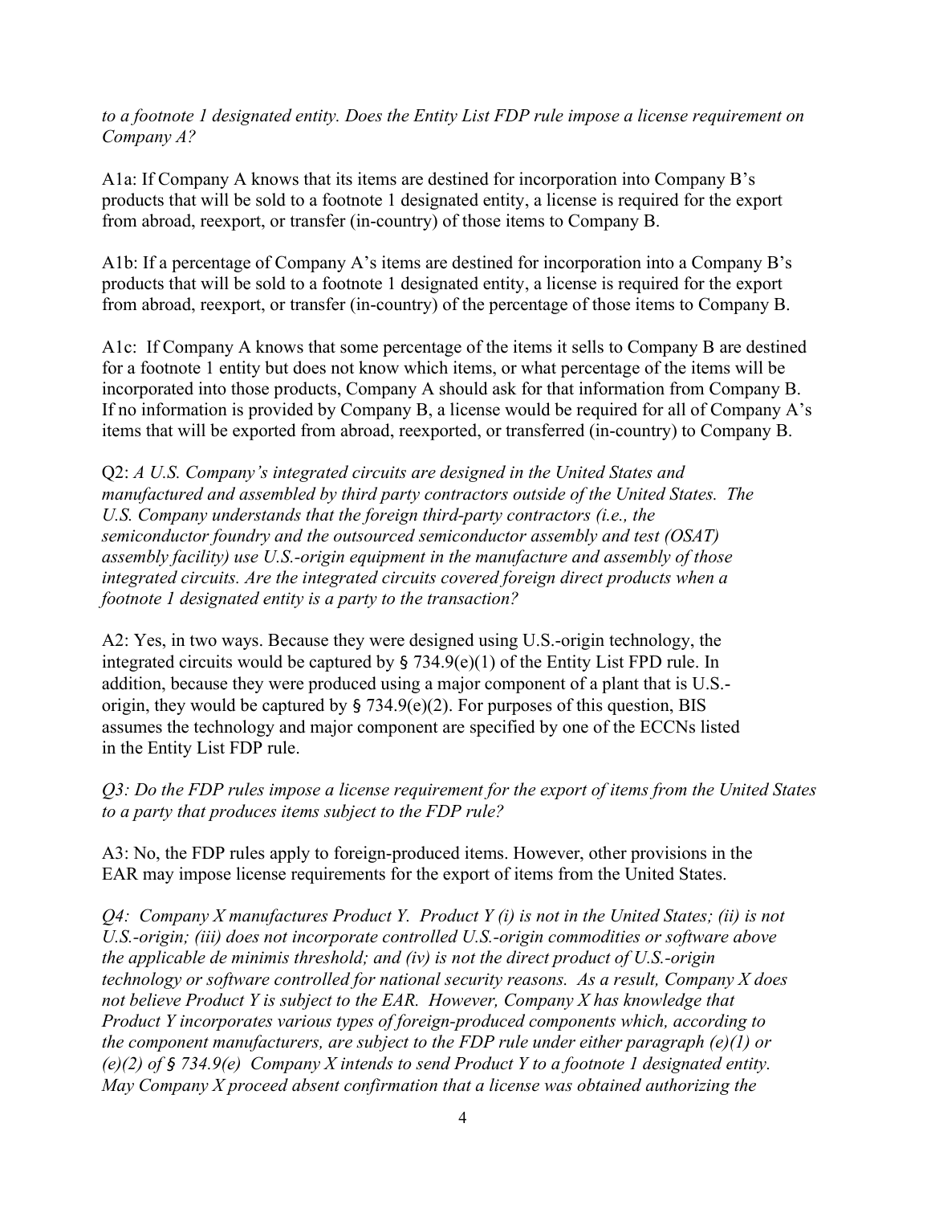*to a footnote 1 designated entity. Does the Entity List FDP rule impose a license requirement on Company A?*

A1a: If Company A knows that its items are destined for incorporation into Company B's products that will be sold to a footnote 1 designated entity, a license is required for the export from abroad, reexport, or transfer (in-country) of those items to Company B.

A1b: If a percentage of Company A's items are destined for incorporation into a Company B's products that will be sold to a footnote 1 designated entity, a license is required for the export from abroad, reexport, or transfer (in-country) of the percentage of those items to Company B.

A1c: If Company A knows that some percentage of the items it sells to Company B are destined for a footnote 1 entity but does not know which items, or what percentage of the items will be incorporated into those products, Company A should ask for that information from Company B. If no information is provided by Company B, a license would be required for all of Company A's items that will be exported from abroad, reexported, or transferred (in-country) to Company B.

Q2: *A U.S. Company's integrated circuits are designed in the United States and manufactured and assembled by third party contractors outside of the United States. The U.S. Company understands that the foreign third-party contractors (i.e., the semiconductor foundry and the outsourced semiconductor assembly and test (OSAT) assembly facility) use U.S.-origin equipment in the manufacture and assembly of those integrated circuits. Are the integrated circuits covered foreign direct products when a footnote 1 designated entity is a party to the transaction?*

A2: Yes, in two ways. Because they were designed using U.S.-origin technology, the integrated circuits would be captured by § 734.9(e)(1) of the Entity List FPD rule. In addition, because they were produced using a major component of a plant that is U.S.-origin, they would be captured by § 734.9(e)(2). For purposes of this question, BIS assumes the technology and major component are specified by one of the ECCNs listed in the Entity List FDP rule.

*Q3: Do the FDP rules impose a license requirement for the export of items from the United States to a party that produces items subject to the FDP rule?*

A3: No, the FDP rules apply to foreign-produced items. However, other provisions in the EAR may impose license requirements for the export of items from the United States.

*Q4: Company X manufactures Product Y. Product Y (i) is not in the United States; (ii) is not U.S.-origin; (iii) does not incorporate controlled U.S.-origin commodities or software above the applicable de minimis threshold; and (iv) is not the direct product of U.S.-origin technology or software controlled for national security reasons. As a result, Company X does not believe Product Y is subject to the EAR. However, Company X has knowledge that Product Y incorporates various types of foreign-produced components which, according to the component manufacturers, are subject to the FDP rule under either paragraph (e)(1) or (e)(2) of § 734.9(e) Company X intends to send Product Y to a footnote 1 designated entity. May Company X proceed absent confirmation that a license was obtained authorizing the*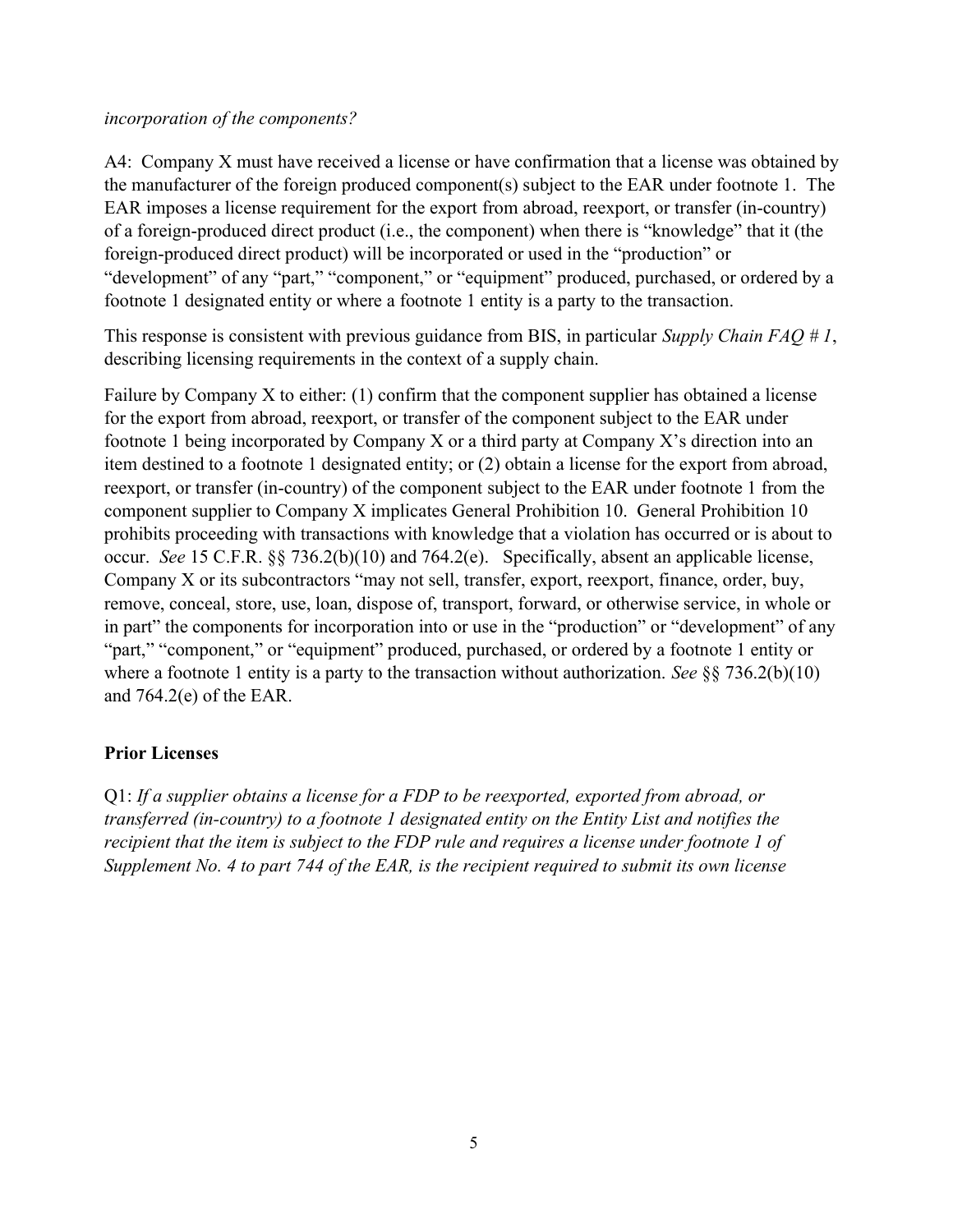*incorporation of the components?*

A4: Company X must have received a license or have confirmation that a license was obtained by the manufacturer of the foreign produced component(s) subject to the EAR under footnote 1. The EAR imposes a license requirement for the export from abroad, reexport, or transfer (in-country) of a foreign-produced direct product (i.e., the component) when there is "knowledge" that it (the foreign-produced direct product) will be incorporated or used in the "production" or "development" of any "part," "component," or "equipment" produced, purchased, or ordered by a footnote 1 designated entity or where a footnote 1 entity is a party to the transaction.

This response is consistent with previous guidance from BIS, in particular *Supply Chain FAQ # 1*, describing licensing requirements in the context of a supply chain.

Failure by Company X to either: (1) confirm that the component supplier has obtained a license for the export from abroad, reexport, or transfer of the component subject to the EAR under footnote 1 being incorporated by Company X or a third party at Company X's direction into an item destined to a footnote 1 designated entity; or (2) obtain a license for the export from abroad, reexport, or transfer (in-country) of the component subject to the EAR under footnote 1 from the component supplier to Company X implicates General Prohibition 10. General Prohibition 10 prohibits proceeding with transactions with knowledge that a violation has occurred or is about to occur. *See* 15 C.F.R. §§ 736.2(b)(10) and 764.2(e). Specifically, absent an applicable license, Company X or its subcontractors "may not sell, transfer, export, reexport, finance, order, buy, remove, conceal, store, use, loan, dispose of, transport, forward, or otherwise service, in whole or in part" the components for incorporation into or use in the "production" or "development" of any "part," "component," or "equipment" produced, purchased, or ordered by a footnote 1 entity or where a footnote 1 entity is a party to the transaction without authorization. *See* §§ 736.2(b)(10) and 764.2(e) of the EAR.

## Prior Licenses

Q1: *If a supplier obtains a license for a FDP to be reexported, exported from abroad, or transferred (in-country) to a footnote 1 designated entity on the Entity List and notifies the recipient that the item is subject to the FDP rule and requires a license under footnote 1 of Supplement No. 4 to part 744 of the EAR, is the recipient required to submit its own license*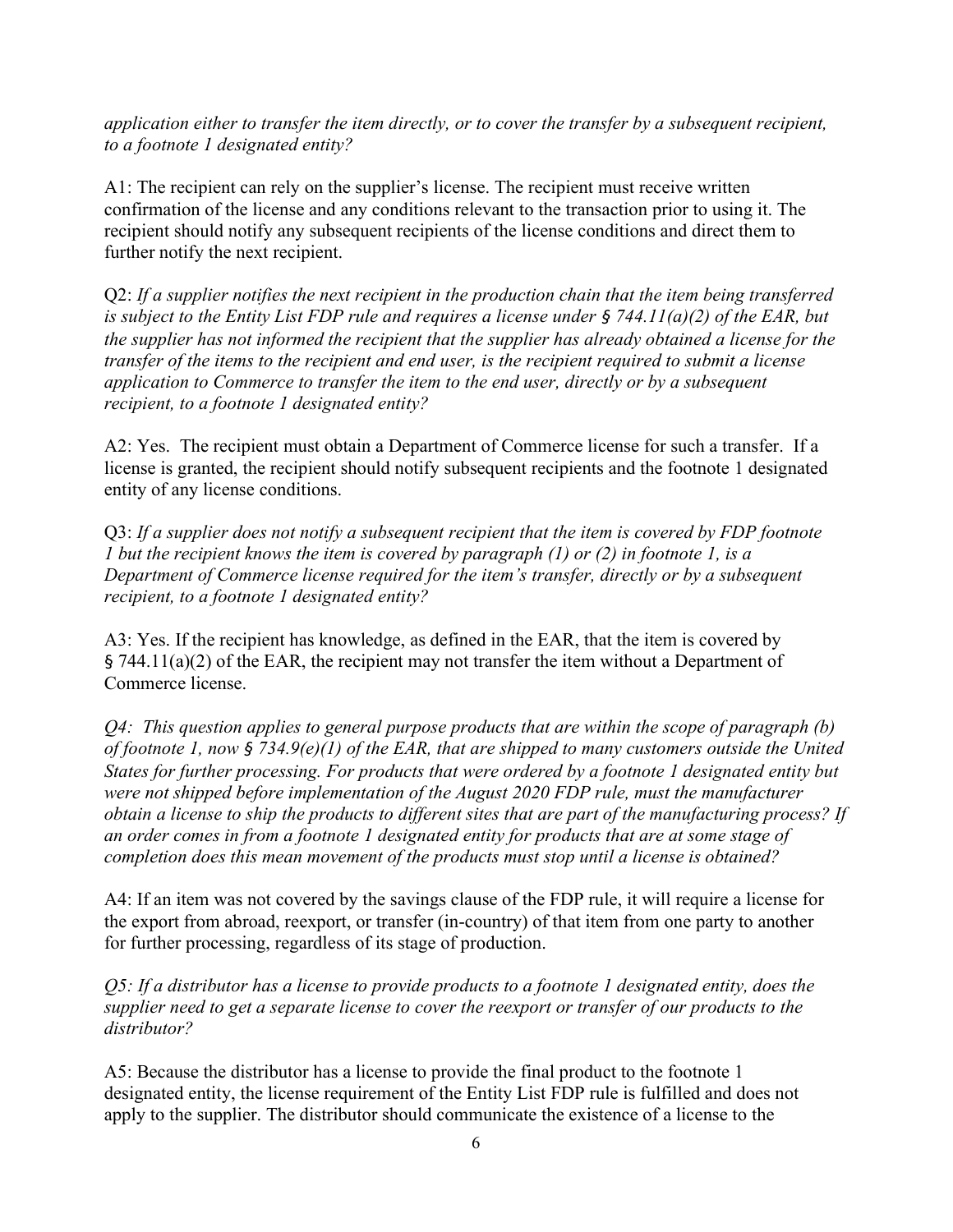*application either to transfer the item directly, or to cover the transfer by a subsequent recipient, to a footnote 1 designated entity?*

A1: The recipient can rely on the supplier's license. The recipient must receive written confirmation of the license and any conditions relevant to the transaction prior to using it. The recipient should notify any subsequent recipients of the license conditions and direct them to further notify the next recipient.

Q2: *If a supplier notifies the next recipient in the production chain that the item being transferred is subject to the Entity List FDP rule and requires a license under § 744.11(a)(2) of the EAR, but the supplier has not informed the recipient that the supplier has already obtained a license for the transfer of the items to the recipient and end user, is the recipient required to submit a license application to Commerce to transfer the item to the end user, directly or by a subsequent recipient, to a footnote 1 designated entity?*

A2: Yes. The recipient must obtain a Department of Commerce license for such a transfer. If a license is granted, the recipient should notify subsequent recipients and the footnote 1 designated entity of any license conditions.

Q3: *If a supplier does not notify a subsequent recipient that the item is covered by FDP footnote 1 but the recipient knows the item is covered by paragraph (1) or (2) in footnote 1, is a Department of Commerce license required for the item's transfer, directly or by a subsequent recipient, to a footnote 1 designated entity?*

A3: Yes. If the recipient has knowledge, as defined in the EAR, that the item is covered by § 744.11(a)(2) of the EAR, the recipient may not transfer the item without a Department of Commerce license.

*Q4: This question applies to general purpose products that are within the scope of paragraph (b) of footnote 1, now § 734.9(e)(1) of the EAR, that are shipped to many customers outside the United States for further processing. For products that were ordered by a footnote 1 designated entity but were not shipped before implementation of the August 2020 FDP rule, must the manufacturer obtain a license to ship the products to different sites that are part of the manufacturing process? If an order comes in from a footnote 1 designated entity for products that are at some stage of completion does this mean movement of the products must stop until a license is obtained?*

A4: If an item was not covered by the savings clause of the FDP rule, it will require a license for the export from abroad, reexport, or transfer (in-country) of that item from one party to another for further processing, regardless of its stage of production.

*Q5: If a distributor has a license to provide products to a footnote 1 designated entity, does the supplier need to get a separate license to cover the reexport or transfer of our products to the distributor?*

A5: Because the distributor has a license to provide the final product to the footnote 1 designated entity, the license requirement of the Entity List FDP rule is fulfilled and does not apply to the supplier. The distributor should communicate the existence of a license to the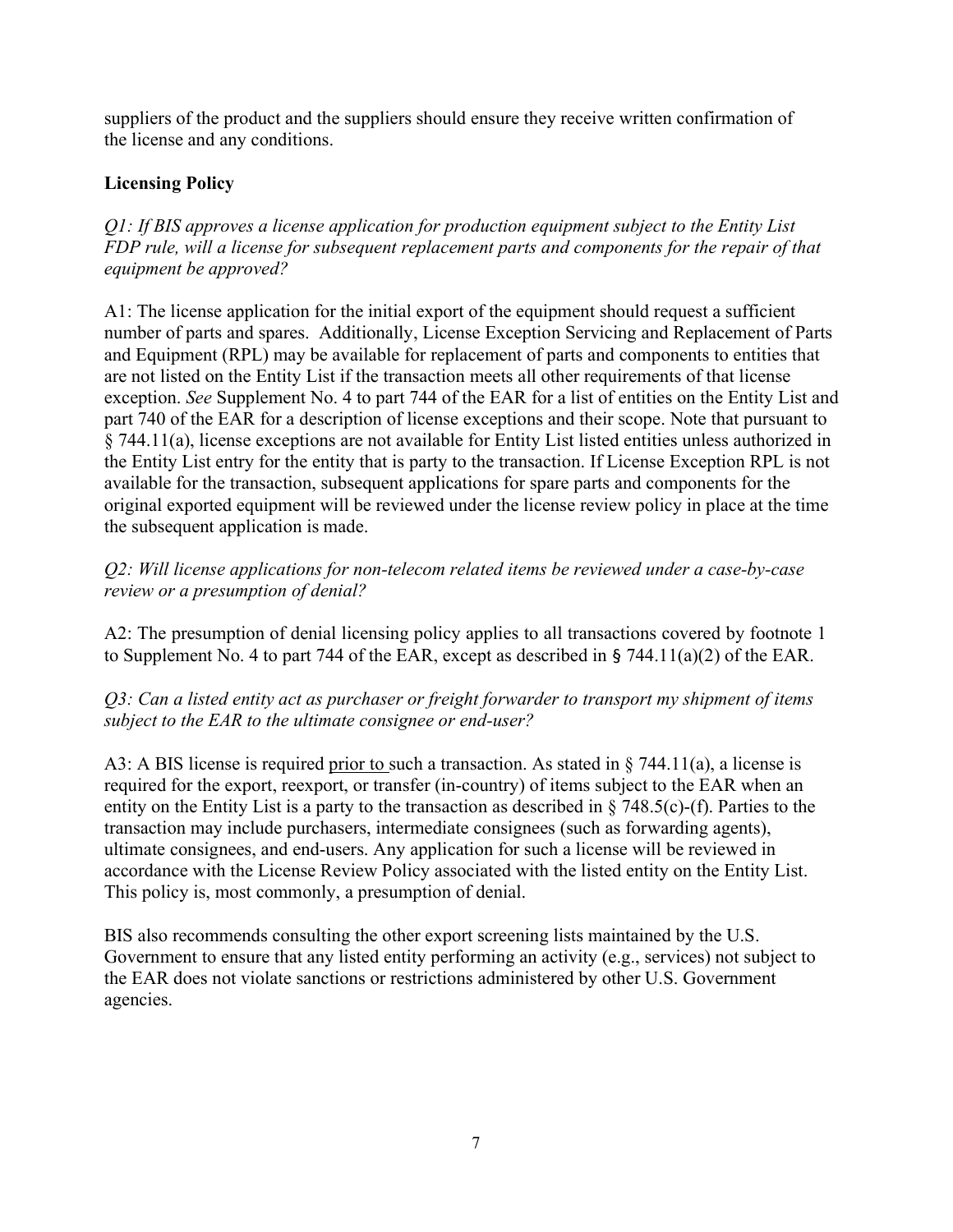suppliers of the product and the suppliers should ensure they receive written confirmation of the license and any conditions.

**Licensing Policy**

*Q1: If BIS approves a license application for production equipment subject to the Entity List FDP rule, will a license for subsequent replacement parts and components for the repair of that equipment be approved?*

A1: The license application for the initial export of the equipment should request a sufficient number of parts and spares. Additionally, License Exception Servicing and Replacement of Parts and Equipment (RPL) may be available for replacement of parts and components to entities that are not listed on the Entity List if the transaction meets all other requirements of that license exception. *See* Supplement No. 4 to part 744 of the EAR for a list of entities on the Entity List and part 740 of the EAR for a description of license exceptions and their scope. Note that pursuant to § 744.11(a), license exceptions are not available for Entity List listed entities unless authorized in the Entity List entry for the entity that is party to the transaction. If License Exception RPL is not available for the transaction, subsequent applications for spare parts and components for the original exported equipment will be reviewed under the license review policy in place at the time the subsequent application is made.

*Q2: Will license applications for non-telecom related items be reviewed under a case-by-case review or a presumption of denial?*

A2: The presumption of denial licensing policy applies to all transactions covered by footnote 1 to Supplement No. 4 to part 744 of the EAR, except as described in § 744.11(a)(2) of the EAR.

*Q3: Can a listed entity act as purchaser or freight forwarder to transport my shipment of items subject to the EAR to the ultimate consignee or end-user?*

A3: A BIS license is required prior to such a transaction. As stated in § 744.11(a), a license is required for the export, reexport, or transfer (in-country) of items subject to the EAR when an entity on the Entity List is a party to the transaction as described in § 748.5(c)-(f). Parties to the transaction may include purchasers, intermediate consignees (such as forwarding agents), ultimate consignees, and end-users. Any application for such a license will be reviewed in accordance with the License Review Policy associated with the listed entity on the Entity List. This policy is, most commonly, a presumption of denial.

BIS also recommends consulting the other export screening lists maintained by the U.S. Government to ensure that any listed entity performing an activity (e.g., services) not subject to the EAR does not violate sanctions or restrictions administered by other U.S. Government agencies.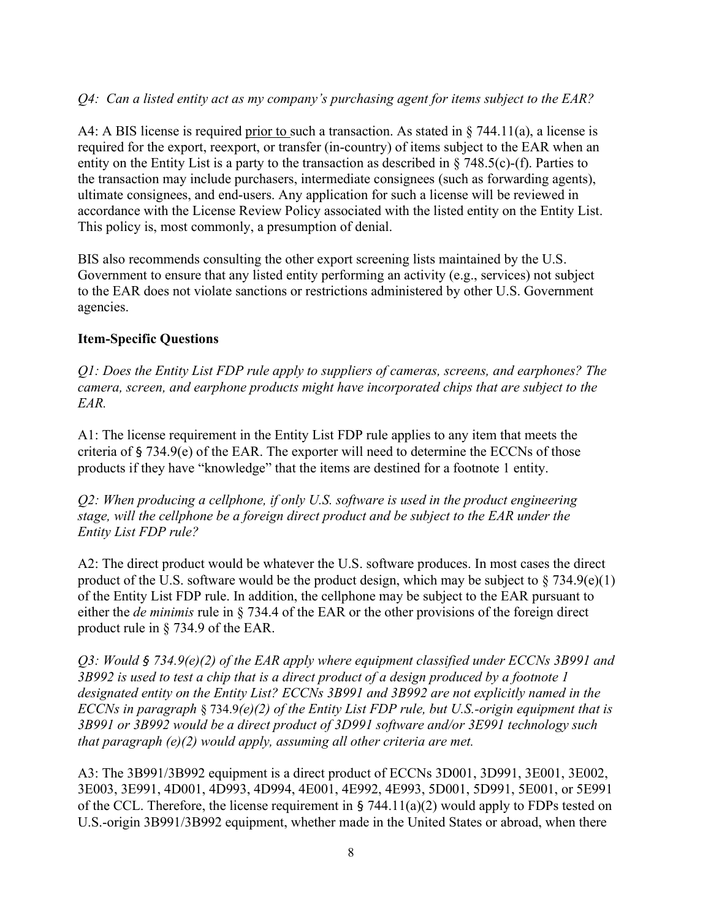*Q4: Can a listed entity act as my company's purchasing agent for items subject to the EAR?*

A4: A BIS license is required prior to such a transaction. As stated in § 744.11(a), a license is required for the export, reexport, or transfer (in-country) of items subject to the EAR when an entity on the Entity List is a party to the transaction as described in § 748.5(c)-(f). Parties to the transaction may include purchasers, intermediate consignees (such as forwarding agents), ultimate consignees, and end-users. Any application for such a license will be reviewed in accordance with the License Review Policy associated with the listed entity on the Entity List. This policy is, most commonly, a presumption of denial.

BIS also recommends consulting the other export screening lists maintained by the U.S. Government to ensure that any listed entity performing an activity (e.g., services) not subject to the EAR does not violate sanctions or restrictions administered by other U.S. Government agencies.

**Item-Specific Questions**

*Q1: Does the Entity List FDP rule apply to suppliers of cameras, screens, and earphones? The camera, screen, and earphone products might have incorporated chips that are subject to the EAR.*

A1: The license requirement in the Entity List FDP rule applies to any item that meets the criteria of § 734.9(e) of the EAR. The exporter will need to determine the ECCNs of those products if they have "knowledge" that the items are destined for a footnote 1 entity.

*Q2: When producing a cellphone, if only U.S. software is used in the product engineering stage, will the cellphone be a foreign direct product and be subject to the EAR under the Entity List FDP rule?*

A2: The direct product would be whatever the U.S. software produces. In most cases the direct product of the U.S. software would be the product design, which may be subject to § 734.9(e)(1) of the Entity List FDP rule. In addition, the cellphone may be subject to the EAR pursuant to either the *de minimis* rule in § 734.4 of the EAR or the other provisions of the foreign direct product rule in § 734.9 of the EAR.

*Q3: Would § 734.9(e)(2) of the EAR apply where equipment classified under ECCNs 3B991 and 3B992 is used to test a chip that is a direct product of a design produced by a footnote 1 designated entity on the Entity List? ECCNs 3B991 and 3B992 are not explicitly named in the ECCNs in paragraph § 734.9(e)(2) of the Entity List FDP rule, but U.S.-origin equipment that is 3B991 or 3B992 would be a direct product of 3D991 software and/or 3E991 technology such that paragraph (e)(2) would apply, assuming all other criteria are met.*

A3: The 3B991/3B992 equipment is a direct product of ECCNs 3D001, 3D991, 3E001, 3E002, 3E003, 3E991, 4D001, 4D993, 4D994, 4E001, 4E992, 4E993, 5D001, 5D991, 5E001, or 5E991 of the CCL. Therefore, the license requirement in § 744.11(a)(2) would apply to FDPs tested on U.S.-origin 3B991/3B992 equipment, whether made in the United States or abroad, when there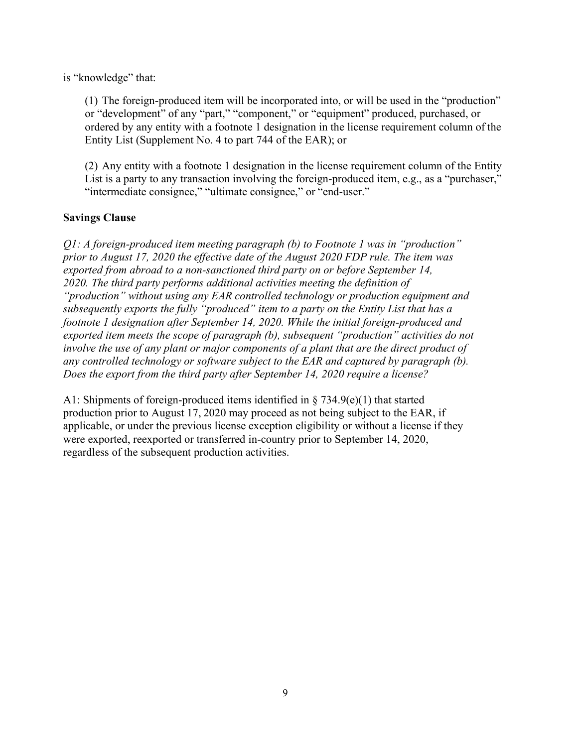is "knowledge" that:

(1) The foreign-produced item will be incorporated into, or will be used in the "production" or "development" of any "part," "component," or "equipment" produced, purchased, or ordered by any entity with a footnote 1 designation in the license requirement column of the Entity List (Supplement No. 4 to part 744 of the EAR); or

(2) Any entity with a footnote 1 designation in the license requirement column of the Entity List is a party to any transaction involving the foreign-produced item, e.g., as a "purchaser," "intermediate consignee," "ultimate consignee," or "end-user."

**Savings Clause**

*Q1: A foreign-produced item meeting paragraph (b) to Footnote 1 was in "production" prior to August 17, 2020 the effective date of the August 2020 FDP rule. The item was exported from abroad to a non-sanctioned third party on or before September 14, 2020. The third party performs additional activities meeting the definition of "production" without using any EAR controlled technology or production equipment and subsequently exports the fully "produced" item to a party on the Entity List that has a footnote 1 designation after September 14, 2020. While the initial foreign-produced and exported item meets the scope of paragraph (b), subsequent "production" activities do not involve the use of any plant or major components of a plant that are the direct product of any controlled technology or software subject to the EAR and captured by paragraph (b). Does the export from the third party after September 14, 2020 require a license?*

A1: Shipments of foreign-produced items identified in § 734.9(e)(1) that started production prior to August 17, 2020 may proceed as not being subject to the EAR, if applicable, or under the previous license exception eligibility or without a license if they were exported, reexported or transferred in-country prior to September 14, 2020, regardless of the subsequent production activities.